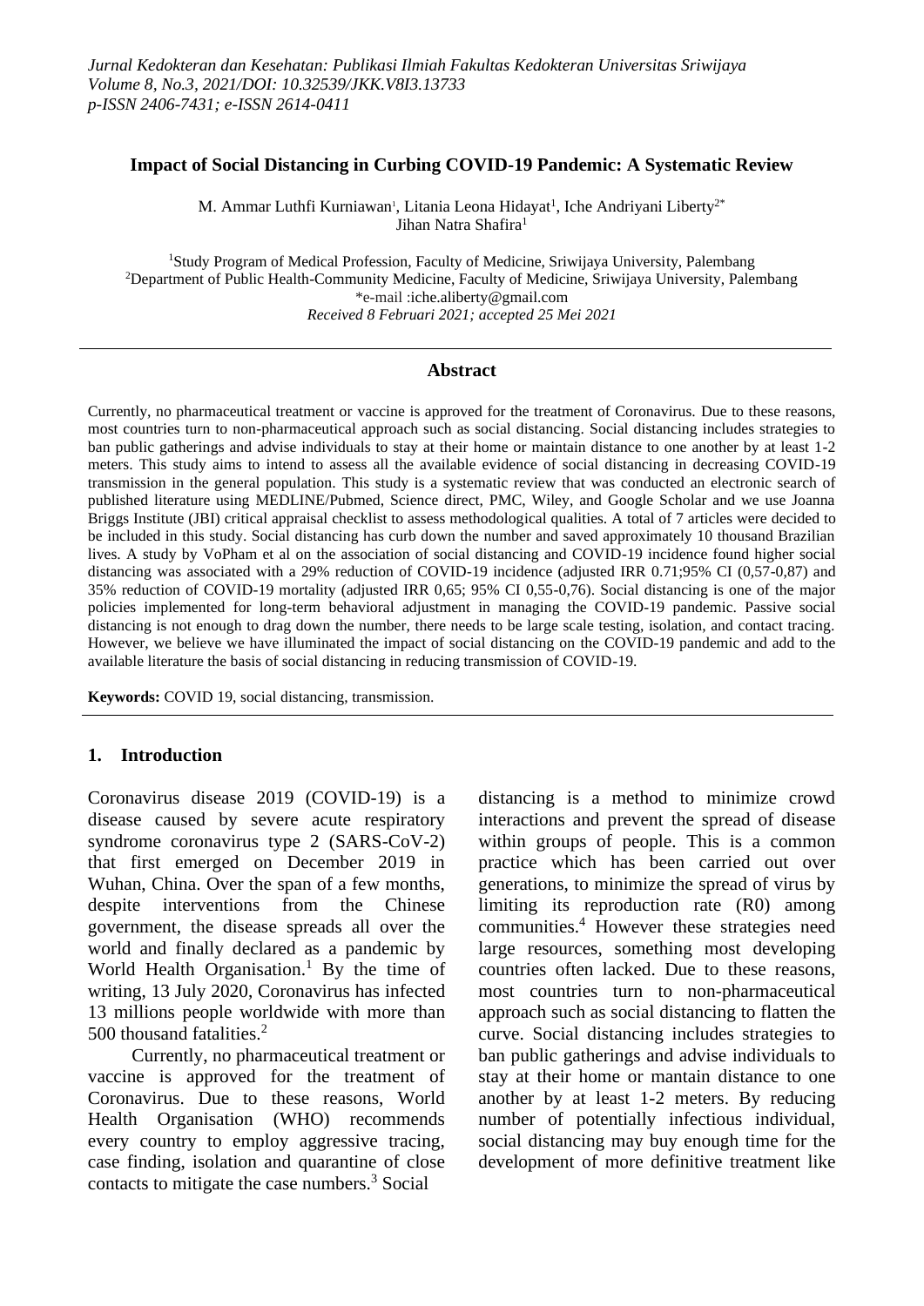# Impact of Social Distancing in Curbing COVID-19 Pandemic: A Systematic Review

M. Ammar Luthfi Kurniawan[1], Litania Leona Hidayat[1], Iche Andriyani Liberty[2*]
Jihan Natra Shafira[1]

[1]Study Program of Medical Profession, Faculty of Medicine, Sriwijaya University, Palembang
[2]Department of Public Health-Community Medicine, Faculty of Medicine, Sriwijaya University, Palembang
*e-mail :iche.aliberty@gmail.com
*Received 8 Februari 2021; accepted 25 Mei 2021*

## Abstract

Currently, no pharmaceutical treatment or vaccine is approved for the treatment of Coronavirus. Due to these reasons, most countries turn to non-pharmaceutical approach such as social distancing. Social distancing includes strategies to ban public gatherings and advise individuals to stay at their home or maintain distance to one anorther by at least 1-2 meters. This study aims to intend to assess all the available evidence of social distancing in decreasing COVID-19 transmission in the general population. This study is a systematic review that was conducted an electronic search of published literature using MEDLINE/Pubmed, Science direct, PMC, Wiley, and Google Scholar and we use Joanna Briggs Institute (JBI) critical appraisal checklist to assess methodological qualities. A total of 7 articles were decided to be included in this study. Social distancing has curb down the number and saved approximately 10 thousand Brazilian lives. A study by VoPham et al on the association of social distancing and COVID-19 incidence found higher social distancing was associated with a 29% reduction of COVID-19 incidence (adjusted IRR 0.71;95% CI (0,57-0,87) and 35% reduction of COVID-19 mortality (adjusted IRR 0,65; 95% CI 0,55-0,76). Social distancing is one of the major policies implemented for long-term behavioral adjustment in managing the COVID-19 pandemic. Passive social distancing is not enough to drag down the number, there needs to be large scale testing, isolation, and contact tracing. However, we believe we have illuminated the impact of social distancing on the COVID-19 pandemic and add to the available literature the basis of social distancing in reducing transmission of COVID-19.

**Keywords:** COVID 19, social distancing, transmission.

## 1. Introduction

Coronavirus disease 2019 (COVID-19) is a disease caused by severe acute respiratory syndrome coronavirus type 2 (SARS-CoV-2) that first emerged on December 2019 in Wuhan, China. Over the span of a few months, despite interventions from the Chinese government, the disease spreads all over the world and finally declared as a pandemic by World Health Organisation.[1] By the time of writing, 13 July 2020, Coronavirus has infected 13 millions people worldwide with more than 500 thousand fatalities.[2]

Currently, no pharmaceutical treatment or vaccine is approved for the treatment of Coronavirus. Due to these reasons, World Health Organisation (WHO) recommends every country to employ aggressive tracing, case finding, isolation and quarantine of close contacts to mitigate the case numbers.[3] Social distancing is a method to minimize crowd interactions and prevent the spread of disease within groups of people. This is a common practice which has been carried out over generations, to minimize the spread of virus by limiting its reproduction rate (R0) among communities.[4] However these strategies need large resources, something most developing countries often lacked. Due to these reasons, most countries turn to non-pharmaceutical approach such as social distancing to flatten the curve. Social distancing includes strategies to ban public gatherings and advise individuals to stay at their home or mantain distance to one another by at least 1-2 meters. By reducing number of potentially infectious individual, social distancing may buy enough time for the development of more definitive treatment like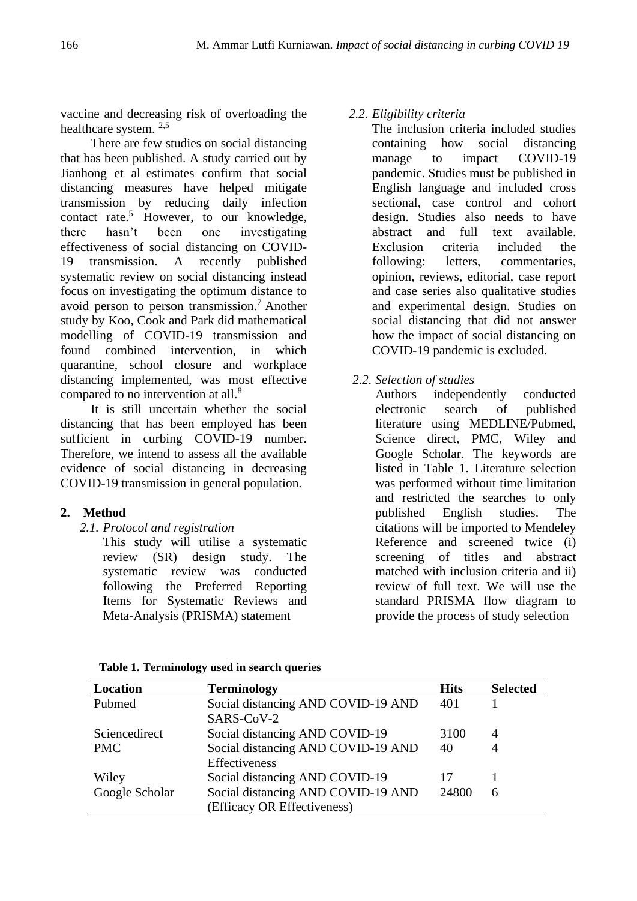vaccine and decreasing risk of overloading the healthcare system. [2,5]

There are few studies on social distancing that has been published. A study carried out by Jianhong et al estimates confirm that social distancing measures have helped mitigate transmission by reducing daily infection contact rate.[5] However, to our knowledge, there hasn't been one investigating effectiveness of social distancing on COVID-19 transmission. A recently published systematic review on social distancing instead focus on investigating the optimum distance to avoid person to person transmission.[7] Another study by Koo, Cook and Park did mathematical modelling of COVID-19 transmission and found combined intervention, in which quarantine, school closure and workplace distancing implemented, was most effective compared to no intervention at all.[8]

It is still uncertain whether the social distancing that has been employed has been sufficient in curbing COVID-19 number. Therefore, we intend to assess all the available evidence of social distancing in decreasing COVID-19 transmission in general population.

## 2. Method

### *2.1. Protocol and registration*

This study will utilise a systematic review (SR) design study. The systematic review was conducted following the Preferred Reporting Items for Systematic Reviews and Meta-Analysis (PRISMA) statement

### *2.2. Eligibility criteria*

The inclusion criteria included studies containing how social distancing manage to impact COVID-19 pandemic. Studies must be published in English language and included cross sectional, case control and cohort design. Studies also needs to have abstract and full text available. Exclusion criteria included the following: letters, commentaries, opinion, reviews, editorial, case report and case series also qualitative studies and experimental design. Studies on social distancing that did not answer how the impact of social distancing on COVID-19 pandemic is excluded.

### *2.2. Selection of studies*

Authors independently conducted electronic search of published literature using MEDLINE/Pubmed, Science direct, PMC, Wiley and Google Scholar. The keywords are listed in Table 1. Literature selection was performed without time limitation and restricted the searches to only published English studies. The citations will be imported to Mendeley Reference and screened twice (i) screening of titles and abstract matched with inclusion criteria and ii) review of full text. We will use the standard PRISMA flow diagram to provide the process of study selection

**Table 1. Terminology used in search queries**

| Location | Terminology | Hits | Selected |
|---|---|---|---|
| Pubmed | Social distancing AND COVID-19 AND SARS-CoV-2 | 401 | 1 |
| Sciencedirect | Social distancing AND COVID-19 | 3100 | 4 |
| PMC | Social distancing AND COVID-19 AND Effectiveness | 40 | 4 |
| Wiley | Social distancing AND COVID-19 | 17 | 1 |
| Google Scholar | Social distancing AND COVID-19 AND (Efficacy OR Effectiveness) | 24800 | 6 |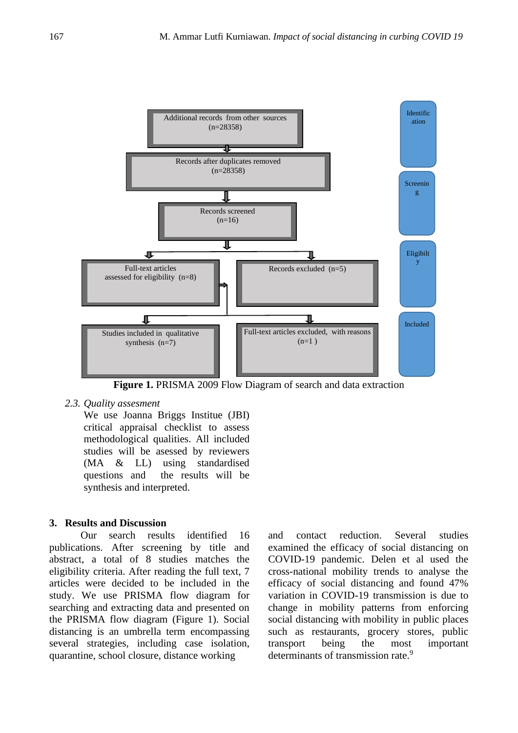Additional records from other sources (n=28358)

Records after duplicates removed (n=28358)

Records screened (n=16)

Full-text articles assessed for eligibility (n=8)

Records excluded (n=5)

Studies included in qualitative synthesis (n=7)

Full-text articles excluded, with reasons (n=1 )

Identification

Screening

Eligibilty

Included

**Figure 1.** PRISMA 2009 Flow Diagram of search and data extraction

*2.3. Quality assesment*

We use Joanna Briggs Institue (JBI) critical appraisal checklist to assess methodological qualities. All included studies will be assesed by reviewers (MA & LL) using standardised questions and the results will be synthesis and interpreted.

## 3. Results and Discussion

Our search results identified 16 publications. After screening by title and abstract, a total of 8 studies matches the eligibility criteria. After reading the full text, 7 articles were decided to be included in the study. We use PRISMA flow diagram for searching and extracting data and presented on the PRISMA flow diagram (Figure 1). Social distancing is an umbrella term encompassing several strategies, including case isolation, quarantine, school closure, distance working and contact reduction. Several studies examined the efficacy of social distancing on COVID-19 pandemic. Delen et al used the cross-national mobility trends to analyse the efficacy of social distancing and found 47% variation in COVID-19 transmission is due to change in mobility patterns from enforcing social distancing with mobility in public places such as restaurants, grocery stores, public transport being the most important determinants of transmission rate.[9]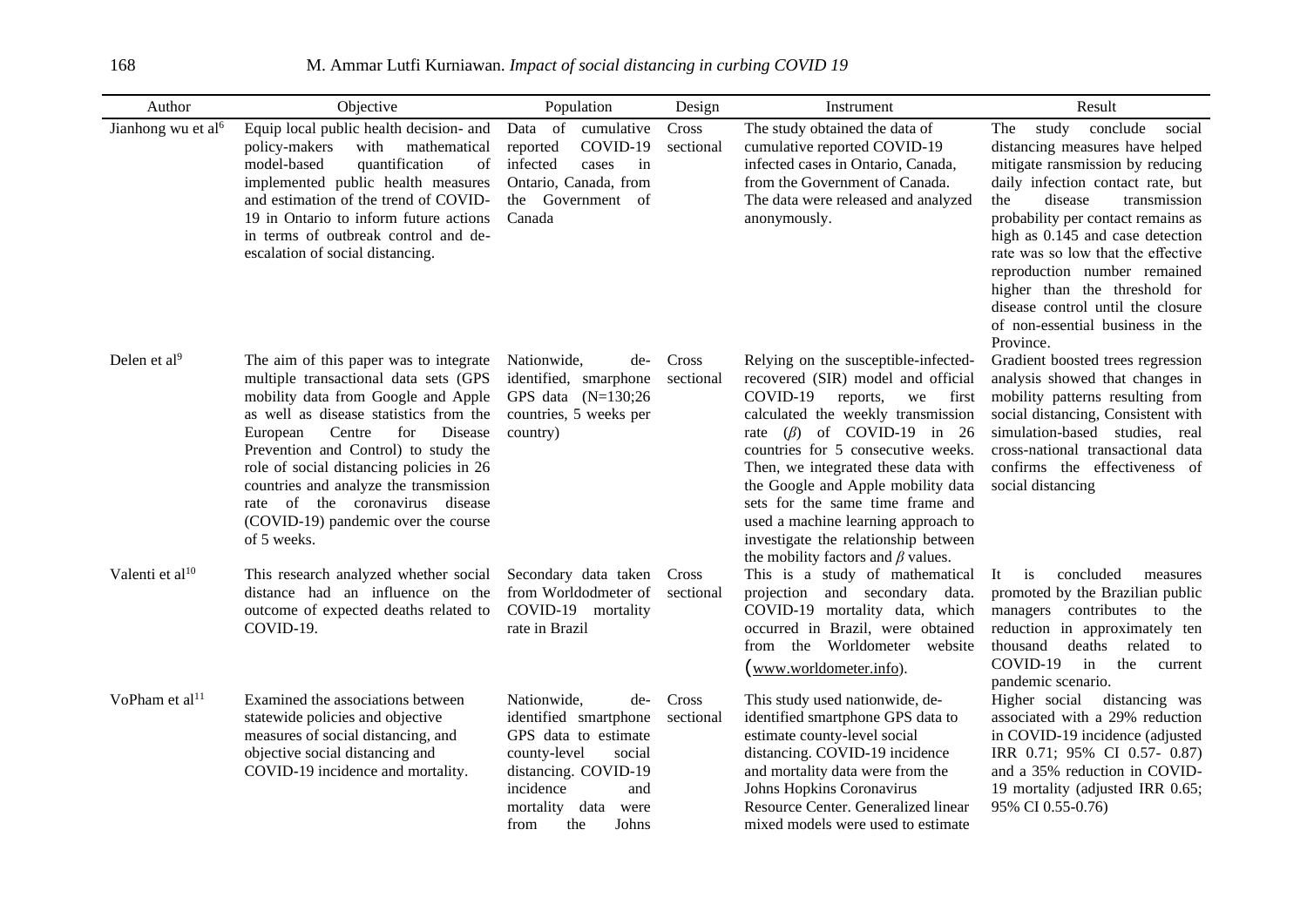| Author | Objective | Population | Design | Instrument | Result |
|---|---|---|---|---|---|
| Jianhong wu et al[6] | Equip local public health decision- and policy-makers with mathematical model-based quantification of implemented public health measures and estimation of the trend of COVID-19 in Ontario to inform future actions in terms of outbreak control and de-escalation of social distancing. | Data of cumulative reported COVID-19 infected cases in Ontario, Canada, from the Government of Canada | Cross sectional | The study obtained the data of cumulative reported COVID-19 infected cases in Ontario, Canada, from the Government of Canada. The data were released and analyzed anonymously. | The study conclude social distancing measures have helped mitigate ransmission by reducing daily infection contact rate, but the disease transmission probability per contact remains as high as 0.145 and case detection rate was so low that the effective reproduction number remained higher than the threshold for disease control until the closure of non-essential business in the Province. |
| Delen et al[9] | The aim of this paper was to integrate multiple transactional data sets (GPS mobility data from Google and Apple as well as disease statistics from the European Centre for Disease Prevention and Control) to study the role of social distancing policies in 26 countries and analyze the transmission rate of the coronavirus disease (COVID-19) pandemic over the course of 5 weeks. | Nationwide, de-identified, smarphone GPS data (N=130;26 countries, 5 weeks per country) | Cross sectional | Relying on the susceptible-infected-recovered (SIR) model and official COVID-19 reports, we first calculated the weekly transmission rate ($\beta$) of COVID-19 in 26 countries for 5 consecutive weeks. Then, we integrated these data with the Google and Apple mobility data sets for the same time frame and used a machine learning approach to investigate the relationship between the mobility factors and $\beta$ values. | Gradient boosted trees regression analysis showed that changes in mobility patterns resulting from social distancing, Consistent with simulation-based studies, real cross-national transactional data confirms the effectiveness of social distancing |
| Valenti et al[10] | This research analyzed whether social distance had an influence on the outcome of expected deaths related to COVID-19. | Secondary data taken from Worldodmeter of COVID-19 mortality rate in Brazil | Cross sectional | This is a study of mathematical projection and secondary data. COVID-19 mortality data, which occurred in Brazil, were obtained from the Worldometer website (www.worldometer.info). | It is concluded measures promoted by the Brazilian public managers contributes to the reduction in approximately ten thousand deaths related to COVID-19 in the current pandemic scenario. |
| VoPham et al[11] | Examined the associations between statewide policies and objective measures of social distancing, and objective social distancing and COVID-19 incidence and mortality. | Nationwide, de-identified smartphone GPS data to estimate county-level social distancing. COVID-19 incidence and mortality data were from the Johns | Cross sectional | This study used nationwide, de-identified smartphone GPS data to estimate county-level social distancing. COVID-19 incidence and mortality data were from the Johns Hopkins Coronavirus Resource Center. Generalized linear mixed models were used to estimate | Higher social distancing was associated with a 29% reduction in COVID-19 incidence (adjusted IRR 0.71; 95% CI 0.57- 0.87) and a 35% reduction in COVID-19 mortality (adjusted IRR 0.65; 95% CI 0.55-0.76) |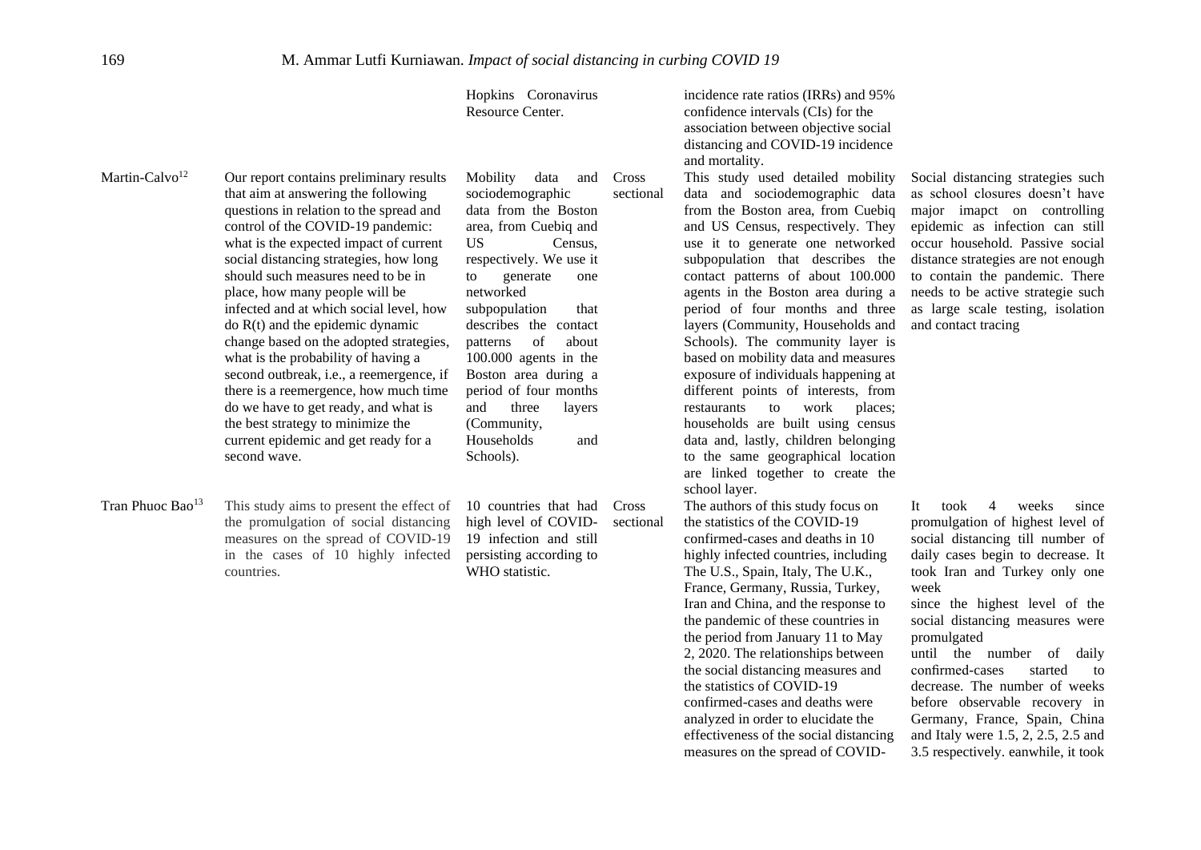| | | | | | |
|---|---|---|---|---|---|
| | | Hopkins Coronavirus Resource Center. | | incidence rate ratios (IRRs) and 95% confidence intervals (CIs) for the association between objective social distancing and COVID-19 incidence and mortality. | |
| Martin-Calvo[12] | Our report contains preliminary results that aim at answering the following questions in relation to the spread and control of the COVID-19 pandemic: what is the expected impact of current social distancing strategies, how long should such measures need to be in place, how many people will be infected and at which social level, how do R(t) and the epidemic dynamic change based on the adopted strategies, what is the probability of having a second outbreak, i.e., a reemergence, if there is a reemergence, how much time do we have to get ready, and what is the best strategy to minimize the current epidemic and get ready for a second wave. | Mobility data and sociodemographic data from the Boston area, from Cuebiq and US Census, respectively. We use it to generate one networked subpopulation that describes the contact patterns of about 100.000 agents in the Boston area during a period of four months and three layers (Community, Households and Schools). | Cross sectional | This study used detailed mobility data and sociodemographic data from the Boston area, from Cuebiq and US Census, respectively. They use it to generate one networked subpopulation that describes the contact patterns of about 100.000 agents in the Boston area during a period of four months and three layers (Community, Households and Schools). The community layer is based on mobility data and measures exposure of individuals happening at different points of interests, from restaurants to work places; households are built using census data and, lastly, children belonging to the same geographical location are linked together to create the school layer. | Social distancing strategies such as school closures doesn't have major imapct on controlling epidemic as infection can still occur household. Passive social distance strategies are not enough to contain the pandemic. There needs to be active strategie such as large scale testing, isolation and contact tracing |
| Tran Phuoc Bao[13] | This study aims to present the effect of the promulgation of social distancing measures on the spread of COVID-19 in the cases of 10 highly infected countries. | 10 countries that had high level of COVID-19 infection and still persisting according to WHO statistic. | Cross sectional | The authors of this study focus on the statistics of the COVID-19 confirmed-cases and deaths in 10 highly infected countries, including The U.S., Spain, Italy, The U.K., France, Germany, Russia, Turkey, Iran and China, and the response to the pandemic of these countries in the period from January 11 to May 2, 2020. The relationships between the social distancing measures and the statistics of COVID-19 confirmed-cases and deaths were analyzed in order to elucidate the effectiveness of the social distancing measures on the spread of COVID- | It took 4 weeks since promulgation of highest level of social distancing till number of daily cases begin to decrease. It took Iran and Turkey only one week since the highest level of the social distancing measures were promulgated until the number of daily confirmed-cases started to decrease. The number of weeks before observable recovery in Germany, France, Spain, China and Italy were 1.5, 2, 2.5, 2.5 and 3.5 respectively. eanwhile, it took |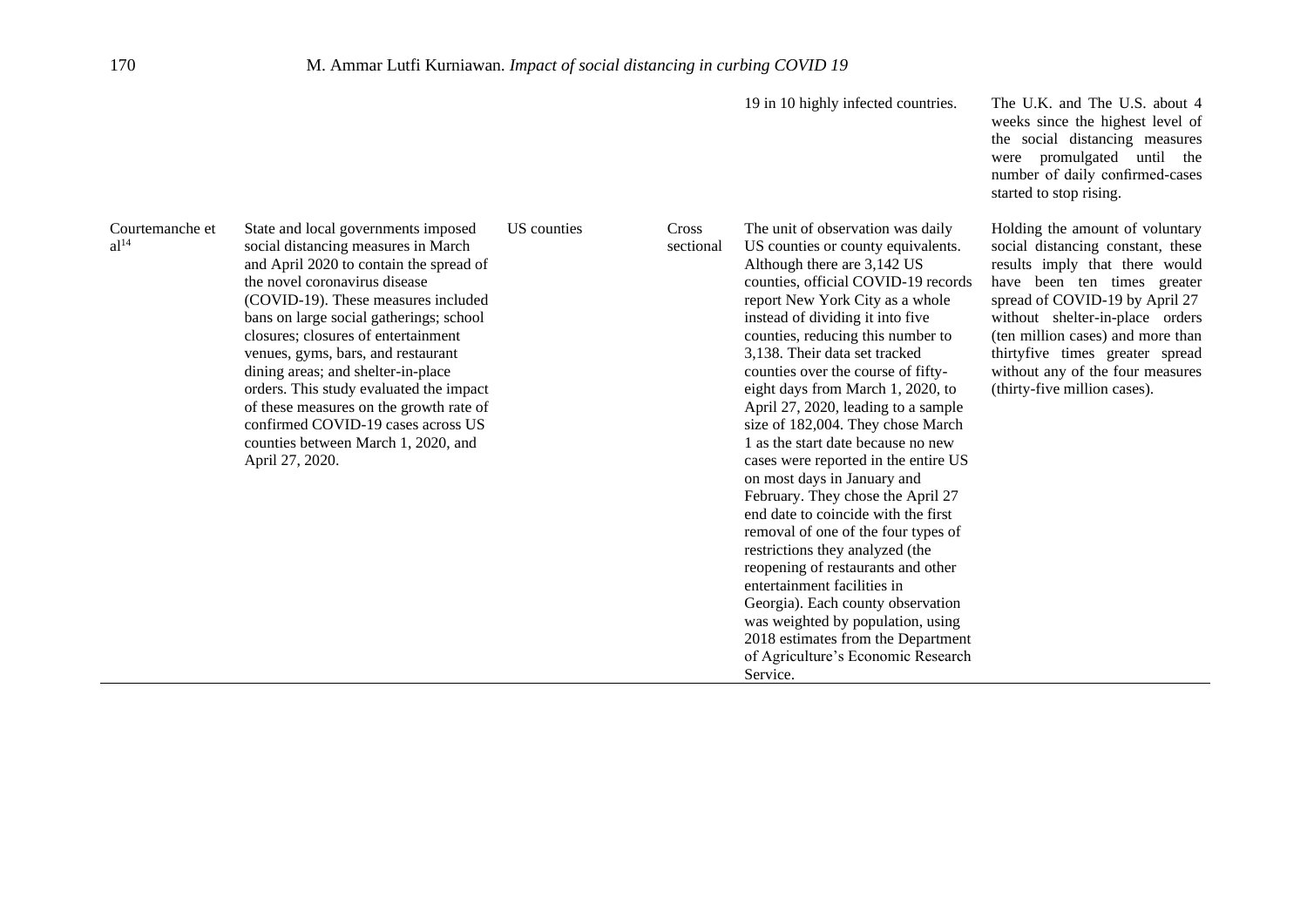| | | | | | |
|---|---|---|---|---|---|
| | | | | 19 in 10 highly infected countries. | The U.K. and The U.S. about 4 weeks since the highest level of the social distancing measures were promulgated until the number of daily confirmed-cases started to stop rising. |
| Courtemanche et al[14] | State and local governments imposed social distancing measures in March and April 2020 to contain the spread of the novel coronavirus disease (COVID-19). These measures included bans on large social gatherings; school closures; closures of entertainment venues, gyms, bars, and restaurant dining areas; and shelter-in-place orders. This study evaluated the impact of these measures on the growth rate of confirmed COVID-19 cases across US counties between March 1, 2020, and April 27, 2020. | US counties | Cross sectional | The unit of observation was daily US counties or county equivalents. Although there are 3,142 US counties, official COVID-19 records report New York City as a whole instead of dividing it into five counties, reducing this number to 3,138. Their data set tracked counties over the course of fifty-eight days from March 1, 2020, to April 27, 2020, leading to a sample size of 182,004. They chose March 1 as the start date because no new cases were reported in the entire US on most days in January and February. They chose the April 27 end date to coincide with the first removal of one of the four types of restrictions they analyzed (the reopening of restaurants and other entertainment facilities in Georgia). Each county observation was weighted by population, using 2018 estimates from the Department of Agriculture's Economic Research Service. | Holding the amount of voluntary social distancing constant, these results imply that there would have been ten times greater spread of COVID-19 by April 27 without shelter-in-place orders (ten million cases) and more than thirtyfive times greater spread without any of the four measures (thirty-five million cases). |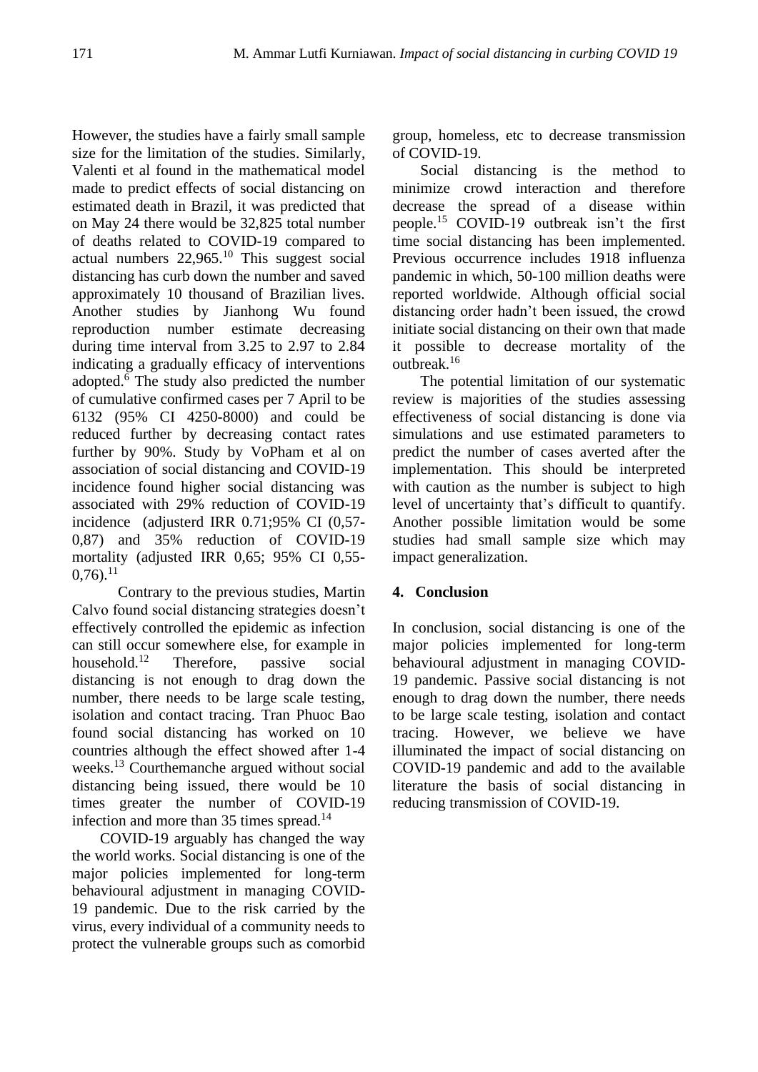However, the studies have a fairly small sample size for the limitation of the studies. Similarly, Valenti et al found in the mathematical model made to predict effects of social distancing on estimated death in Brazil, it was predicted that on May 24 there would be 32,825 total number of deaths related to COVID-19 compared to actual numbers 22,965.[10] This suggest social distancing has curb down the number and saved approximately 10 thousand of Brazilian lives. Another studies by Jianhong Wu found reproduction number estimate decreasing during time interval from 3.25 to 2.97 to 2.84 indicating a gradually efficacy of interventions adopted.[6] The study also predicted the number of cumulative confirmed cases per 7 April to be 6132 (95% CI 4250-8000) and could be reduced further by decreasing contact rates further by 90%. Study by VoPham et al on association of social distancing and COVID-19 incidence found higher social distancing was associated with 29% reduction of COVID-19 incidence (adjusterd IRR 0.71;95% CI (0,57-0,87) and 35% reduction of COVID-19 mortality (adjusted IRR 0,65; 95% CI 0,55-0,76).[11]

Contrary to the previous studies, Martin Calvo found social distancing strategies doesn't effectively controlled the epidemic as infection can still occur somewhere else, for example in household.[12] Therefore, passive social distancing is not enough to drag down the number, there needs to be large scale testing, isolation and contact tracing. Tran Phuoc Bao found social distancing has worked on 10 countries although the effect showed after 1-4 weeks.[13] Courthemanche argued without social distancing being issued, there would be 10 times greater the number of COVID-19 infection and more than 35 times spread.[14]

COVID-19 arguably has changed the way the world works. Social distancing is one of the major policies implemented for long-term behavioural adjustment in managing COVID-19 pandemic. Due to the risk carried by the virus, every individual of a community needs to protect the vulnerable groups such as comorbid group, homeless, etc to decrease transmission of COVID-19.

Social distancing is the method to minimize crowd interaction and therefore decrease the spread of a disease within people.[15] COVID-19 outbreak isn't the first time social distancing has been implemented. Previous occurrence includes 1918 influenza pandemic in which, 50-100 million deaths were reported worldwide. Although official social distancing order hadn't been issued, the crowd initiate social distancing on their own that made it possible to decrease mortality of the outbreak.[16]

The potential limitation of our systematic review is majorities of the studies assessing effectiveness of social distancing is done via simulations and use estimated parameters to predict the number of cases averted after the implementation. This should be interpreted with caution as the number is subject to high level of uncertainty that's difficult to quantify. Another possible limitation would be some studies had small sample size which may impact generalization.

## 4. Conclusion

In conclusion, social distancing is one of the major policies implemented for long-term behavioural adjustment in managing COVID-19 pandemic. Passive social distancing is not enough to drag down the number, there needs to be large scale testing, isolation and contact tracing. However, we believe we have illuminated the impact of social distancing on COVID-19 pandemic and add to the available literature the basis of social distancing in reducing transmission of COVID-19.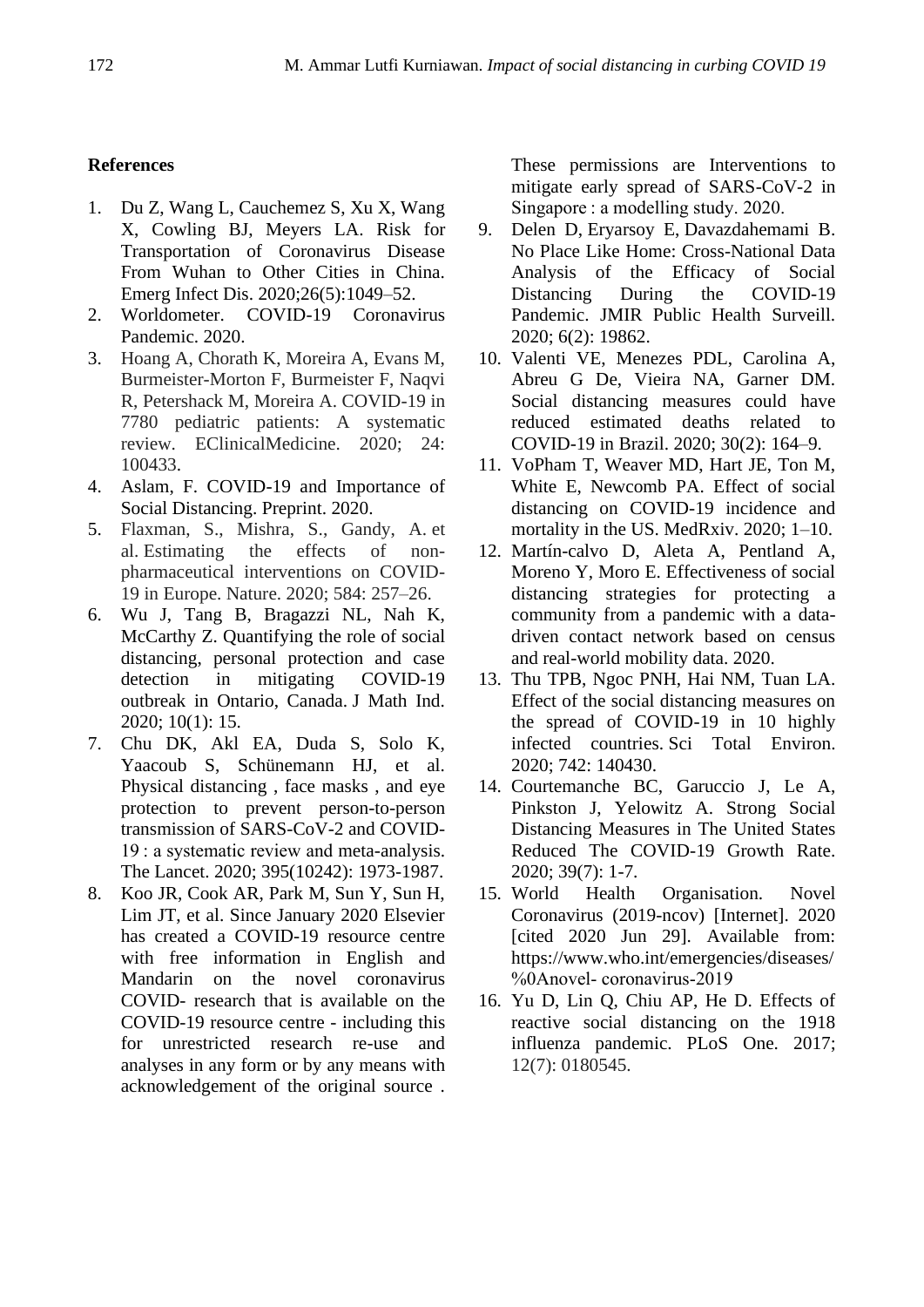## References

1. Du Z, Wang L, Cauchemez S, Xu X, Wang X, Cowling BJ, Meyers LA. Risk for Transportation of Coronavirus Disease From Wuhan to Other Cities in China. Emerg Infect Dis. 2020;26(5):1049–52.
2. Worldometer. COVID-19 Coronavirus Pandemic. 2020.
3. Hoang A, Chorath K, Moreira A, Evans M, Burmeister-Morton F, Burmeister F, Naqvi R, Petershack M, Moreira A. COVID-19 in 7780 pediatric patients: A systematic review. EClinicalMedicine. 2020; 24: 100433.
4. Aslam, F. COVID-19 and Importance of Social Distancing. Preprint. 2020.
5. Flaxman, S., Mishra, S., Gandy, A. et al. Estimating the effects of non-pharmaceutical interventions on COVID-19 in Europe. Nature. 2020; 584: 257–26.
6. Wu J, Tang B, Bragazzi NL, Nah K, McCarthy Z. Quantifying the role of social distancing, personal protection and case detection in mitigating COVID-19 outbreak in Ontario, Canada. J Math Ind. 2020; 10(1): 15.
7. Chu DK, Akl EA, Duda S, Solo K, Yaacoub S, Schünemann HJ, et al. Physical distancing , face masks , and eye protection to prevent person-to-person transmission of SARS-CoV-2 and COVID-19 : a systematic review and meta-analysis. The Lancet. 2020; 395(10242): 1973-1987.
8. Koo JR, Cook AR, Park M, Sun Y, Sun H, Lim JT, et al. Since January 2020 Elsevier has created a COVID-19 resource centre with free information in English and Mandarin on the novel coronavirus COVID- research that is available on the COVID-19 resource centre - including this for unrestricted research re-use and analyses in any form or by any means with acknowledgement of the original source . These permissions are Interventions to mitigate early spread of SARS-CoV-2 in Singapore : a modelling study. 2020.
9. Delen D, Eryarsoy E, Davazdahemami B. No Place Like Home: Cross-National Data Analysis of the Efficacy of Social Distancing During the COVID-19 Pandemic. JMIR Public Health Surveill. 2020; 6(2): 19862.
10. Valenti VE, Menezes PDL, Carolina A, Abreu G De, Vieira NA, Garner DM. Social distancing measures could have reduced estimated deaths related to COVID-19 in Brazil. 2020; 30(2): 164–9.
11. VoPham T, Weaver MD, Hart JE, Ton M, White E, Newcomb PA. Effect of social distancing on COVID-19 incidence and mortality in the US. MedRxiv. 2020; 1–10.
12. Martín-calvo D, Aleta A, Pentland A, Moreno Y, Moro E. Effectiveness of social distancing strategies for protecting a community from a pandemic with a data-driven contact network based on census and real-world mobility data. 2020.
13. Thu TPB, Ngoc PNH, Hai NM, Tuan LA. Effect of the social distancing measures on the spread of COVID-19 in 10 highly infected countries. Sci Total Environ. 2020; 742: 140430.
14. Courtemanche BC, Garuccio J, Le A, Pinkston J, Yelowitz A. Strong Social Distancing Measures in The United States Reduced The COVID-19 Growth Rate. 2020; 39(7): 1-7.
15. World Health Organisation. Novel Coronavirus (2019-ncov) [Internet]. 2020 [cited 2020 Jun 29]. Available from: https://www.who.int/emergencies/diseases/%0Anovel- coronavirus-2019
16. Yu D, Lin Q, Chiu AP, He D. Effects of reactive social distancing on the 1918 influenza pandemic. PLoS One. 2017; 12(7): 0180545.